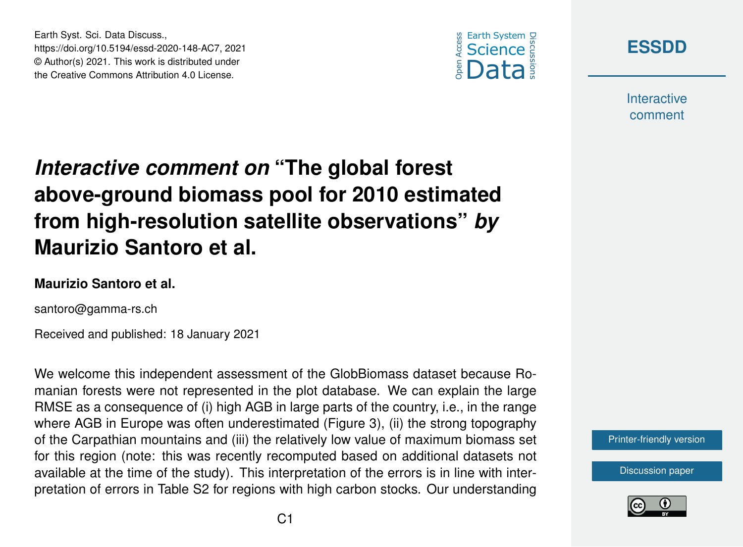# *Interactive comment on* "The global forest above-ground biomass pool for 2010 estimated from high-resolution satellite observations" *by* Maurizio Santoro et al.

**Maurizio Santoro et al.**

santoro@gamma-rs.ch

Received and published: 18 January 2021

We welcome this independent assessment of the GlobBiomass dataset because Romanian forests were not represented in the plot database. We can explain the large RMSE as a consequence of (i) high AGB in large parts of the country, i.e., in the range where AGB in Europe was often underestimated (Figure 3), (ii) the strong topography of the Carpathian mountains and (iii) the relatively low value of maximum biomass set for this region (note: this was recently recomputed based on additional datasets not available at the time of the study). This interpretation of the errors is in line with interpretation of errors in Table S2 for regions with high carbon stocks. Our understanding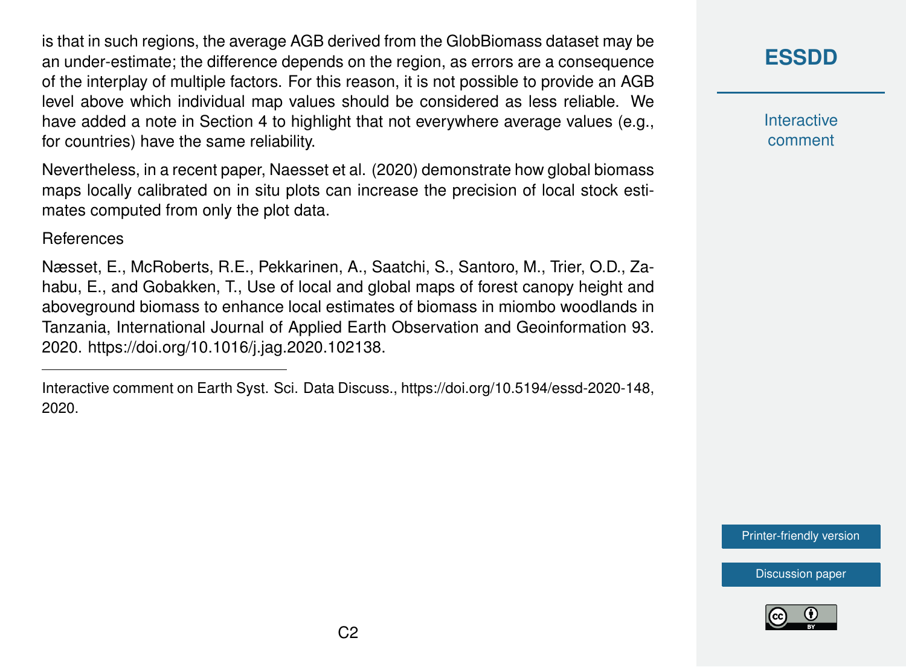is that in such regions, the average AGB derived from the GlobBiomass dataset may be an under-estimate; the difference depends on the region, as errors are a consequence of the interplay of multiple factors. For this reason, it is not possible to provide an AGB level above which individual map values should be considered as less reliable. We have added a note in Section 4 to highlight that not everywhere average values (e.g., for countries) have the same reliability.

Nevertheless, in a recent paper, Naesset et al. (2020) demonstrate how global biomass maps locally calibrated on in situ plots can increase the precision of local stock estimates computed from only the plot data.

References

Næsset, E., McRoberts, R.E., Pekkarinen, A., Saatchi, S., Santoro, M., Trier, O.D., Zahabu, E., and Gobakken, T., Use of local and global maps of forest canopy height and aboveground biomass to enhance local estimates of biomass in miombo woodlands in Tanzania, International Journal of Applied Earth Observation and Geoinformation 93. 2020. https://doi.org/10.1016/j.jag.2020.102138.

---

Interactive comment on Earth Syst. Sci. Data Discuss., https://doi.org/10.5194/essd-2020-148, 2020.